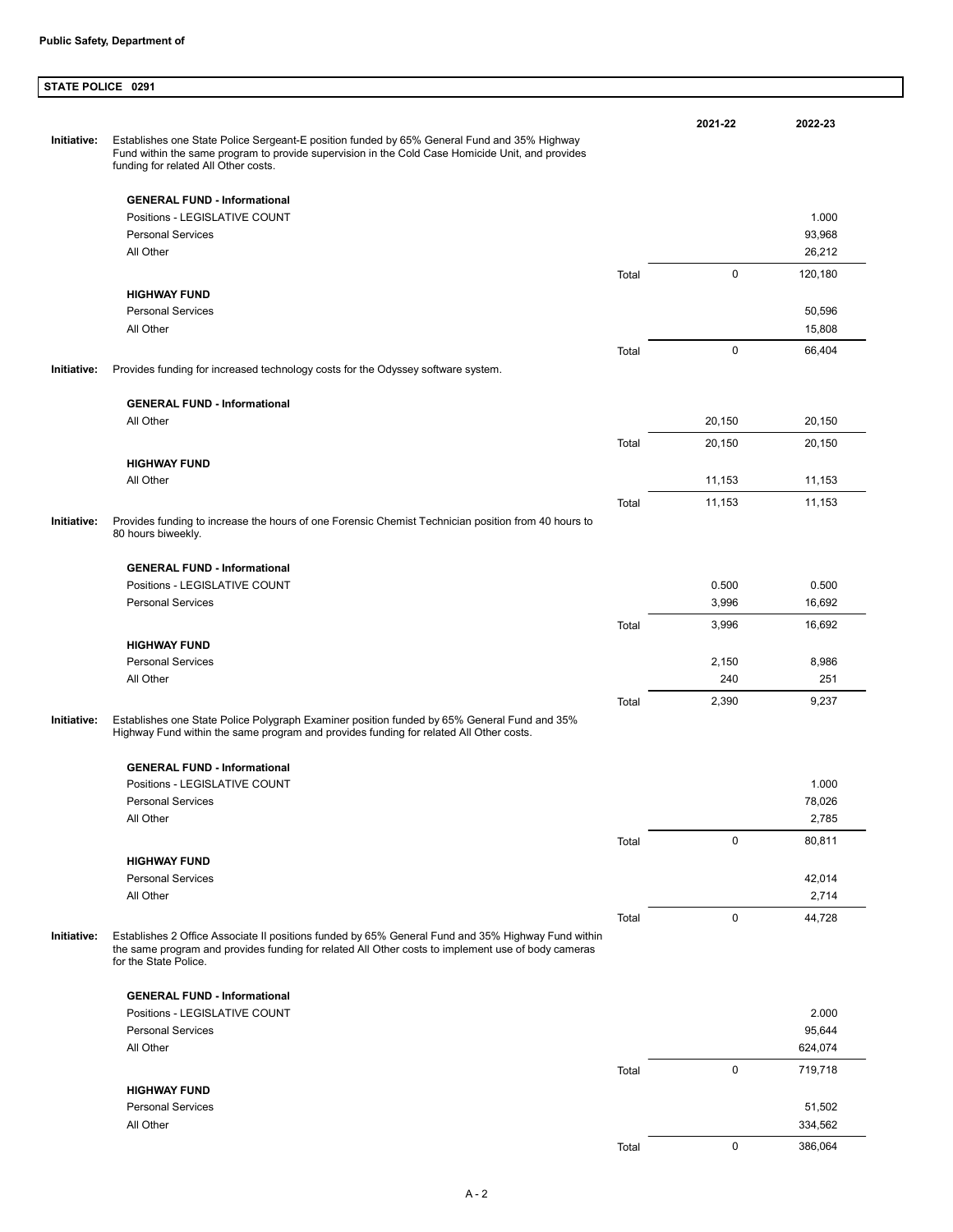**Public Safety, Department of**

## STATE POLICE 0291

| | | | 2021-22 | 2022-23 |
|---|---|---|---|---|
| **Initiative:** | Establishes one State Police Sergeant-E position funded by 65% General Fund and 35% Highway Fund within the same program to provide supervision in the Cold Case Homicide Unit, and provides funding for related All Other costs. | | | |
| | **GENERAL FUND - Informational** | | | |
| | Positions - LEGISLATIVE COUNT | | | 1.000 |
| | Personal Services | | | 93,968 |
| | All Other | | | 26,212 |
| | | Total | 0 | 120,180 |
| | **HIGHWAY FUND** | | | |
| | Personal Services | | | 50,596 |
| | All Other | | | 15,808 |
| | | Total | 0 | 66,404 |
| **Initiative:** | Provides funding for increased technology costs for the Odyssey software system. | | | |
| | **GENERAL FUND - Informational** | | | |
| | All Other | | 20,150 | 20,150 |
| | | Total | 20,150 | 20,150 |
| | **HIGHWAY FUND** | | | |
| | All Other | | 11,153 | 11,153 |
| | | Total | 11,153 | 11,153 |
| **Initiative:** | Provides funding to increase the hours of one Forensic Chemist Technician position from 40 hours to 80 hours biweekly. | | | |
| | **GENERAL FUND - Informational** | | | |
| | Positions - LEGISLATIVE COUNT | | 0.500 | 0.500 |
| | Personal Services | | 3,996 | 16,692 |
| | | Total | 3,996 | 16,692 |
| | **HIGHWAY FUND** | | | |
| | Personal Services | | 2,150 | 8,986 |
| | All Other | | 240 | 251 |
| | | Total | 2,390 | 9,237 |
| **Initiative:** | Establishes one State Police Polygraph Examiner position funded by 65% General Fund and 35% Highway Fund within the same program and provides funding for related All Other costs. | | | |
| | **GENERAL FUND - Informational** | | | |
| | Positions - LEGISLATIVE COUNT | | | 1.000 |
| | Personal Services | | | 78,026 |
| | All Other | | | 2,785 |
| | | Total | 0 | 80,811 |
| | **HIGHWAY FUND** | | | |
| | Personal Services | | | 42,014 |
| | All Other | | | 2,714 |
| | | Total | 0 | 44,728 |
| **Initiative:** | Establishes 2 Office Associate II positions funded by 65% General Fund and 35% Highway Fund within the same program and provides funding for related All Other costs to implement use of body cameras for the State Police. | | | |
| | **GENERAL FUND - Informational** | | | |
| | Positions - LEGISLATIVE COUNT | | | 2.000 |
| | Personal Services | | | 95,644 |
| | All Other | | | 624,074 |
| | | Total | 0 | 719,718 |
| | **HIGHWAY FUND** | | | |
| | Personal Services | | | 51,502 |
| | All Other | | | 334,562 |
| | | Total | 0 | 386,064 |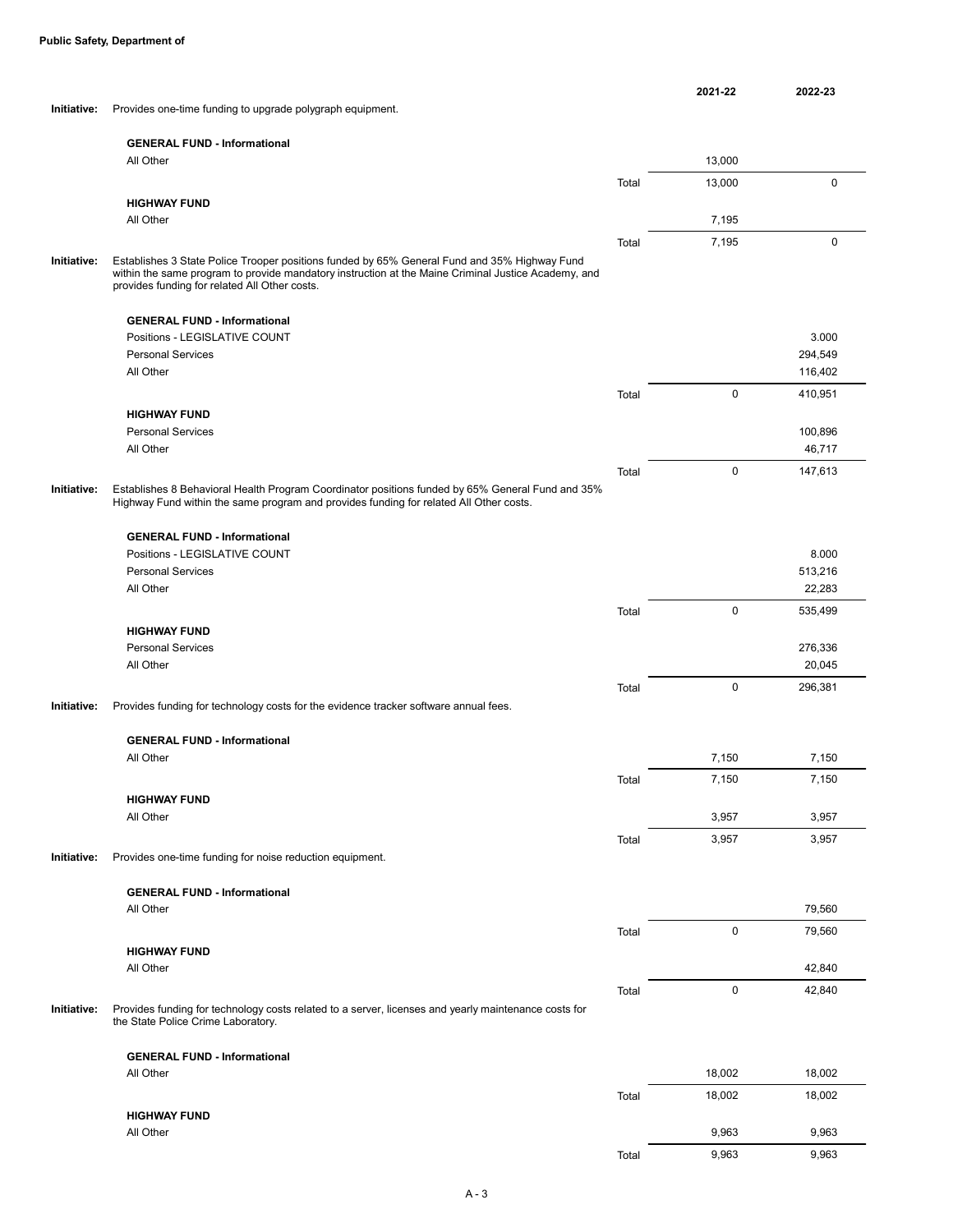**Public Safety, Department of**

| | | | 2021-22 | 2022-23 |
|---|---|---|---|---|
| **Initiative:** | Provides one-time funding to upgrade polygraph equipment. | | | |
| | **GENERAL FUND - Informational** | | | |
| | All Other | | 13,000 | |
| | | Total | 13,000 | 0 |
| | **HIGHWAY FUND** | | | |
| | All Other | | 7,195 | |
| | | Total | 7,195 | 0 |
| **Initiative:** | Establishes 3 State Police Trooper positions funded by 65% General Fund and 35% Highway Fund within the same program to provide mandatory instruction at the Maine Criminal Justice Academy, and provides funding for related All Other costs. | | | |
| | **GENERAL FUND - Informational** | | | |
| | Positions - LEGISLATIVE COUNT | | | 3.000 |
| | Personal Services | | | 294,549 |
| | All Other | | | 116,402 |
| | | Total | 0 | 410,951 |
| | **HIGHWAY FUND** | | | |
| | Personal Services | | | 100,896 |
| | All Other | | | 46,717 |
| | | Total | 0 | 147,613 |
| **Initiative:** | Establishes 8 Behavioral Health Program Coordinator positions funded by 65% General Fund and 35% Highway Fund within the same program and provides funding for related All Other costs. | | | |
| | **GENERAL FUND - Informational** | | | |
| | Positions - LEGISLATIVE COUNT | | | 8.000 |
| | Personal Services | | | 513,216 |
| | All Other | | | 22,283 |
| | | Total | 0 | 535,499 |
| | **HIGHWAY FUND** | | | |
| | Personal Services | | | 276,336 |
| | All Other | | | 20,045 |
| | | Total | 0 | 296,381 |
| **Initiative:** | Provides funding for technology costs for the evidence tracker software annual fees. | | | |
| | **GENERAL FUND - Informational** | | | |
| | All Other | | 7,150 | 7,150 |
| | | Total | 7,150 | 7,150 |
| | **HIGHWAY FUND** | | | |
| | All Other | | 3,957 | 3,957 |
| | | Total | 3,957 | 3,957 |
| **Initiative:** | Provides one-time funding for noise reduction equipment. | | | |
| | **GENERAL FUND - Informational** | | | |
| | All Other | | | 79,560 |
| | | Total | 0 | 79,560 |
| | **HIGHWAY FUND** | | | |
| | All Other | | | 42,840 |
| | | Total | 0 | 42,840 |
| **Initiative:** | Provides funding for technology costs related to a server, licenses and yearly maintenance costs for the State Police Crime Laboratory. | | | |
| | **GENERAL FUND - Informational** | | | |
| | All Other | | 18,002 | 18,002 |
| | | Total | 18,002 | 18,002 |
| | **HIGHWAY FUND** | | | |
| | All Other | | 9,963 | 9,963 |
| | | Total | 9,963 | 9,963 |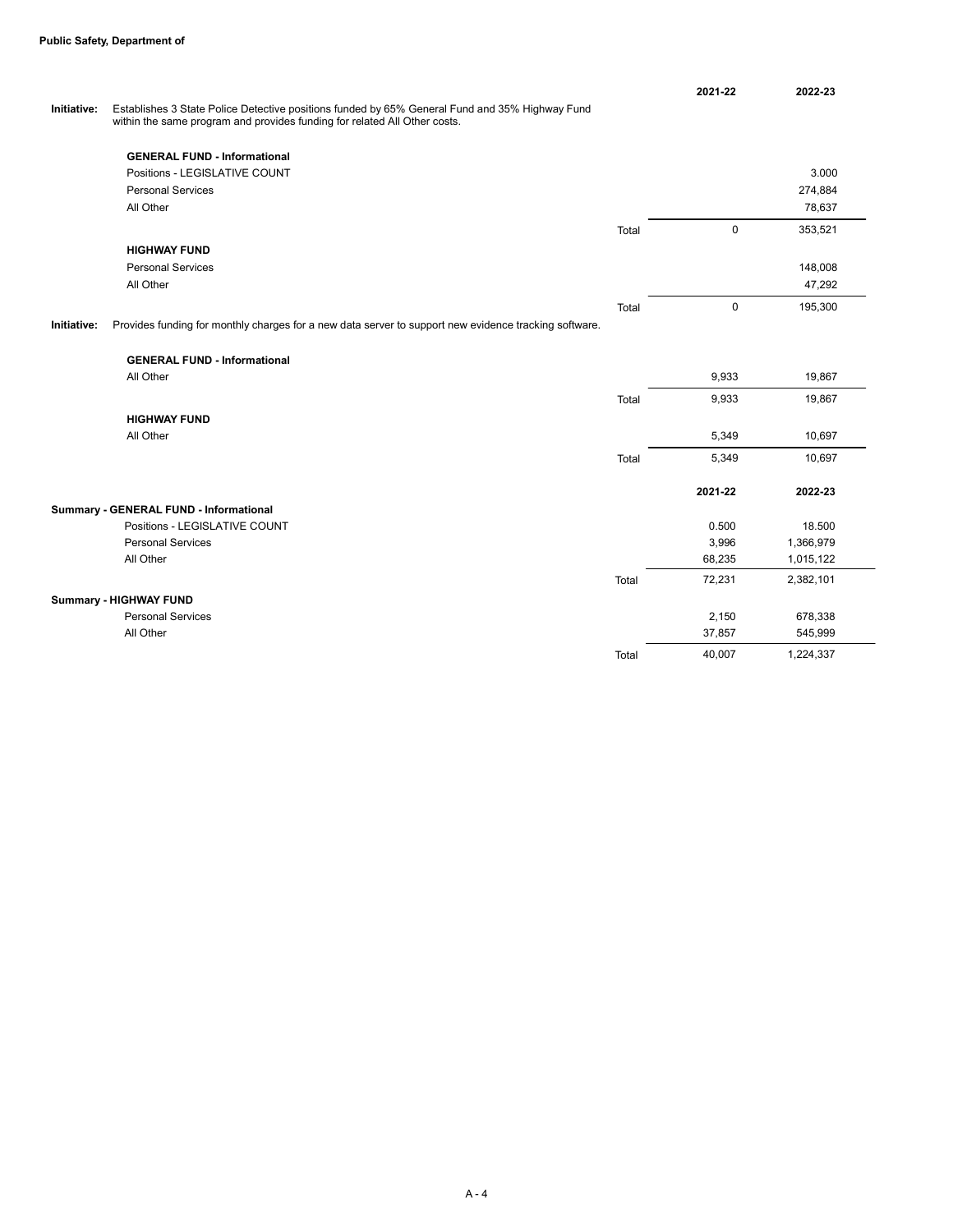**Public Safety, Department of**

| | | 2021-22 | 2022-23 |
|---|---|---|---|
| **Initiative:** Establishes 3 State Police Detective positions funded by 65% General Fund and 35% Highway Fund within the same program and provides funding for related All Other costs. | | | |
| **GENERAL FUND - Informational** | | | |
| Positions - LEGISLATIVE COUNT | | | 3.000 |
| Personal Services | | | 274,884 |
| All Other | | | 78,637 |
| | Total | 0 | 353,521 |
| **HIGHWAY FUND** | | | |
| Personal Services | | | 148,008 |
| All Other | | | 47,292 |
| | Total | 0 | 195,300 |
| **Initiative:** Provides funding for monthly charges for a new data server to support new evidence tracking software. | | | |
| **GENERAL FUND - Informational** | | | |
| All Other | | 9,933 | 19,867 |
| | Total | 9,933 | 19,867 |
| **HIGHWAY FUND** | | | |
| All Other | | 5,349 | 10,697 |
| | Total | 5,349 | 10,697 |

| | | 2021-22 | 2022-23 |
|---|---|---|---|
| **Summary - GENERAL FUND - Informational** | | | |
| Positions - LEGISLATIVE COUNT | | 0.500 | 18.500 |
| Personal Services | | 3,996 | 1,366,979 |
| All Other | | 68,235 | 1,015,122 |
| | Total | 72,231 | 2,382,101 |
| **Summary - HIGHWAY FUND** | | | |
| Personal Services | | 2,150 | 678,338 |
| All Other | | 37,857 | 545,999 |
| | Total | 40,007 | 1,224,337 |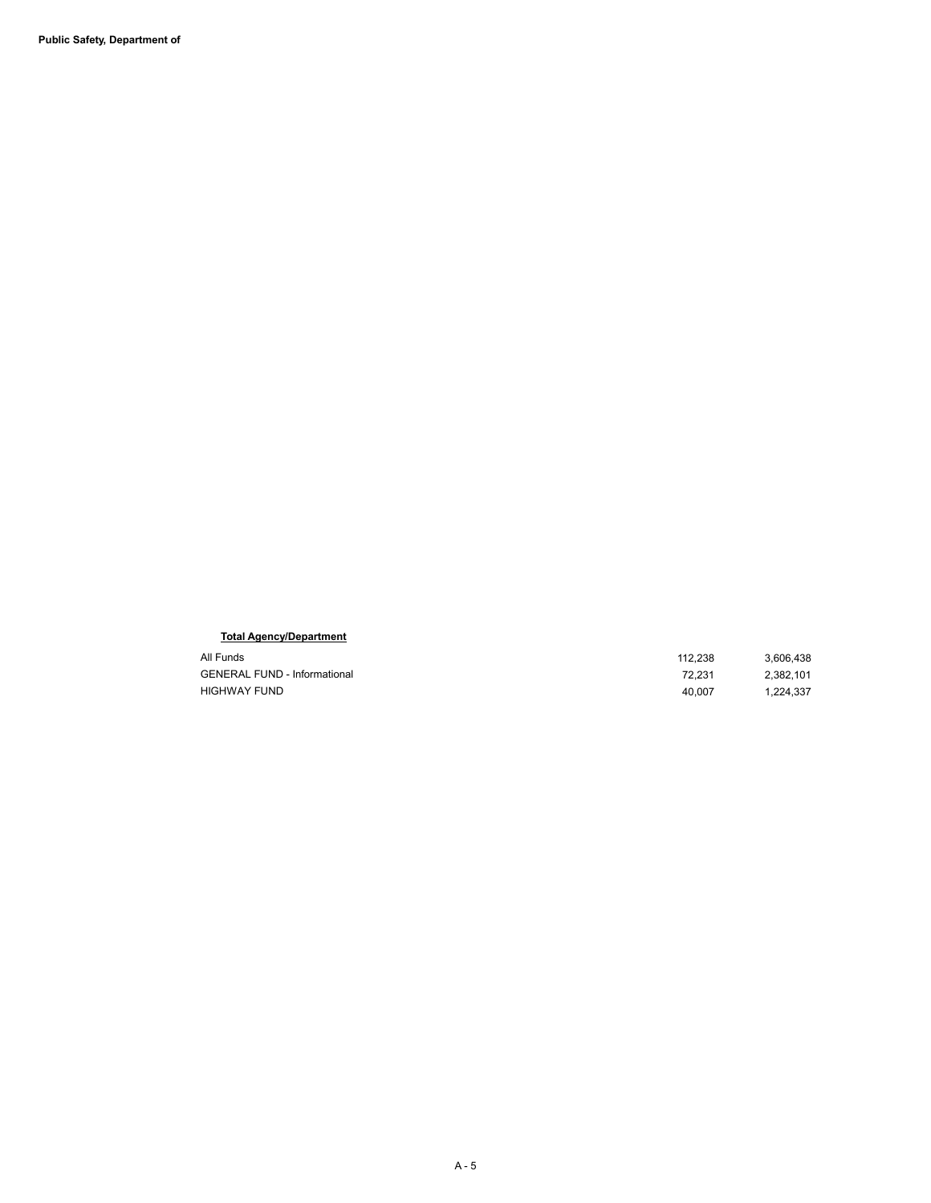**Public Safety, Department of**

**Total Agency/Department**

| | | |
|---|---|---|
| All Funds | 112,238 | 3,606,438 |
| GENERAL FUND - Informational | 72,231 | 2,382,101 |
| HIGHWAY FUND | 40,007 | 1,224,337 |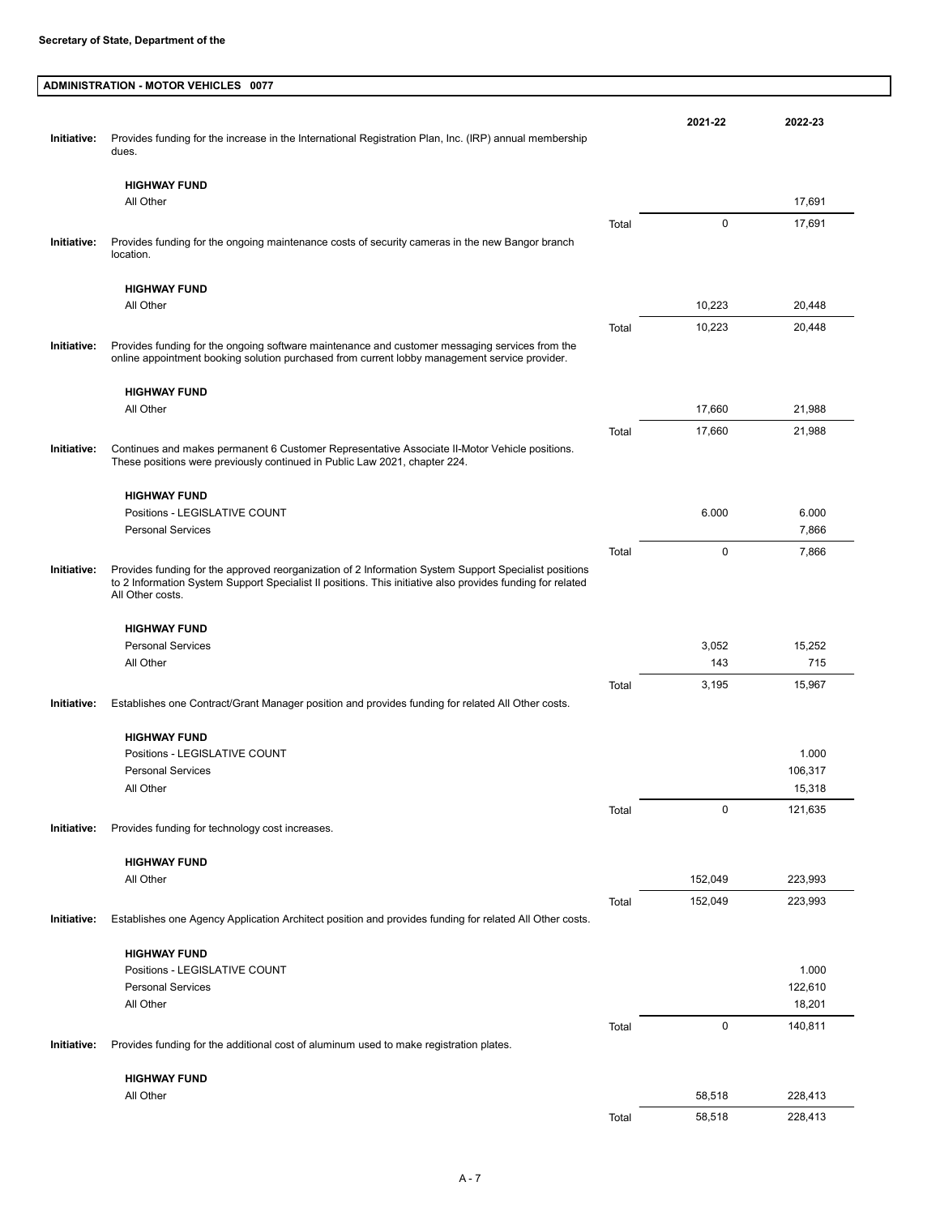**Secretary of State, Department of the**

## ADMINISTRATION - MOTOR VEHICLES 0077

| | | | 2021-22 | 2022-23 |
|---|---|---|---|---|
| **Initiative:** | Provides funding for the increase in the International Registration Plan, Inc. (IRP) annual membership dues. | | | |
| | **HIGHWAY FUND** | | | |
| | All Other | | | 17,691 |
| | | Total | 0 | 17,691 |
| **Initiative:** | Provides funding for the ongoing maintenance costs of security cameras in the new Bangor branch location. | | | |
| | **HIGHWAY FUND** | | | |
| | All Other | | 10,223 | 20,448 |
| | | Total | 10,223 | 20,448 |
| **Initiative:** | Provides funding for the ongoing software maintenance and customer messaging services from the online appointment booking solution purchased from current lobby management service provider. | | | |
| | **HIGHWAY FUND** | | | |
| | All Other | | 17,660 | 21,988 |
| | | Total | 17,660 | 21,988 |
| **Initiative:** | Continues and makes permanent 6 Customer Representative Associate II-Motor Vehicle positions. These positions were previously continued in Public Law 2021, chapter 224. | | | |
| | **HIGHWAY FUND** | | | |
| | Positions - LEGISLATIVE COUNT | | 6.000 | 6.000 |
| | Personal Services | | | 7,866 |
| | | Total | 0 | 7,866 |
| **Initiative:** | Provides funding for the approved reorganization of 2 Information System Support Specialist positions to 2 Information System Support Specialist II positions. This initiative also provides funding for related All Other costs. | | | |
| | **HIGHWAY FUND** | | | |
| | Personal Services | | 3,052 | 15,252 |
| | All Other | | 143 | 715 |
| | | Total | 3,195 | 15,967 |
| **Initiative:** | Establishes one Contract/Grant Manager position and provides funding for related All Other costs. | | | |
| | **HIGHWAY FUND** | | | |
| | Positions - LEGISLATIVE COUNT | | | 1.000 |
| | Personal Services | | | 106,317 |
| | All Other | | | 15,318 |
| | | Total | 0 | 121,635 |
| **Initiative:** | Provides funding for technology cost increases. | | | |
| | **HIGHWAY FUND** | | | |
| | All Other | | 152,049 | 223,993 |
| | | Total | 152,049 | 223,993 |
| **Initiative:** | Establishes one Agency Application Architect position and provides funding for related All Other costs. | | | |
| | **HIGHWAY FUND** | | | |
| | Positions - LEGISLATIVE COUNT | | | 1.000 |
| | Personal Services | | | 122,610 |
| | All Other | | | 18,201 |
| | | Total | 0 | 140,811 |
| **Initiative:** | Provides funding for the additional cost of aluminum used to make registration plates. | | | |
| | **HIGHWAY FUND** | | | |
| | All Other | | 58,518 | 228,413 |
| | | Total | 58,518 | 228,413 |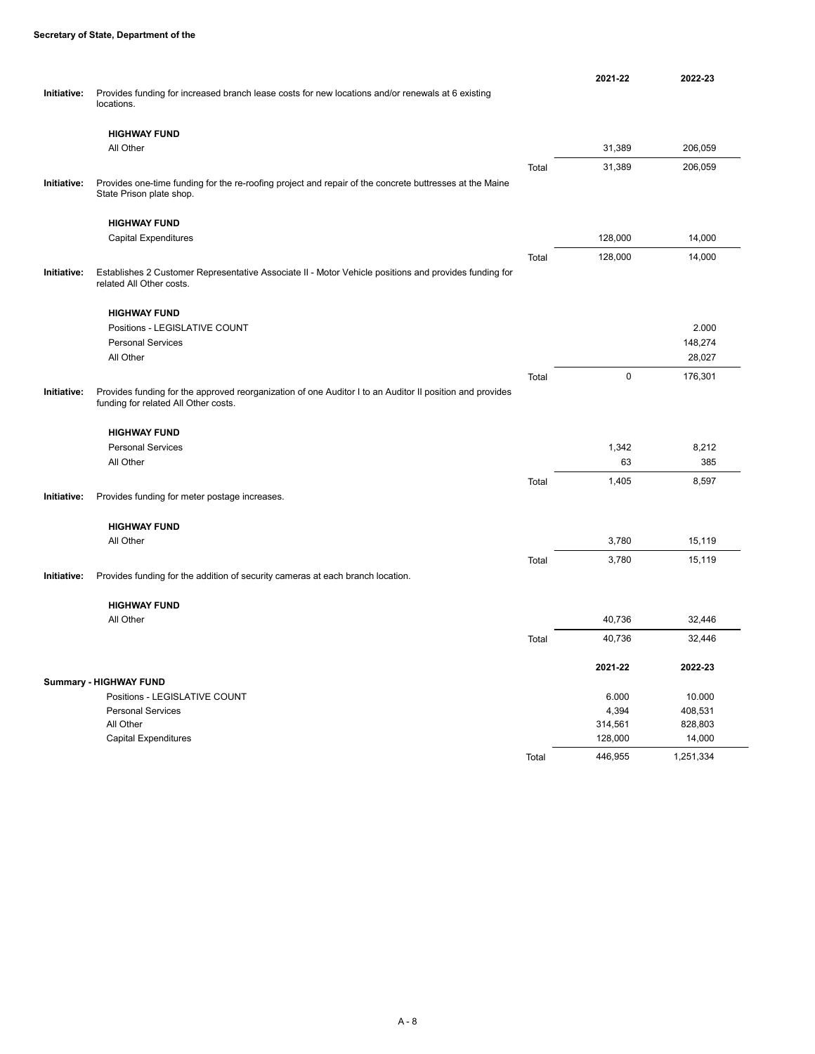**Secretary of State, Department of the**

| | | | 2021-22 | 2022-23 |
|---|---|---|---|---|
| **Initiative:** | Provides funding for increased branch lease costs for new locations and/or renewals at 6 existing locations. | | | |
| | **HIGHWAY FUND** | | | |
| | All Other | | 31,389 | 206,059 |
| | | Total | 31,389 | 206,059 |
| **Initiative:** | Provides one-time funding for the re-roofing project and repair of the concrete buttresses at the Maine State Prison plate shop. | | | |
| | **HIGHWAY FUND** | | | |
| | Capital Expenditures | | 128,000 | 14,000 |
| | | Total | 128,000 | 14,000 |
| **Initiative:** | Establishes 2 Customer Representative Associate II - Motor Vehicle positions and provides funding for related All Other costs. | | | |
| | **HIGHWAY FUND** | | | |
| | Positions - LEGISLATIVE COUNT | | | 2.000 |
| | Personal Services | | | 148,274 |
| | All Other | | | 28,027 |
| | | Total | 0 | 176,301 |
| **Initiative:** | Provides funding for the approved reorganization of one Auditor I to an Auditor II position and provides funding for related All Other costs. | | | |
| | **HIGHWAY FUND** | | | |
| | Personal Services | | 1,342 | 8,212 |
| | All Other | | 63 | 385 |
| | | Total | 1,405 | 8,597 |
| **Initiative:** | Provides funding for meter postage increases. | | | |
| | **HIGHWAY FUND** | | | |
| | All Other | | 3,780 | 15,119 |
| | | Total | 3,780 | 15,119 |
| **Initiative:** | Provides funding for the addition of security cameras at each branch location. | | | |
| | **HIGHWAY FUND** | | | |
| | All Other | | 40,736 | 32,446 |
| | | Total | 40,736 | 32,446 |

| **Summary - HIGHWAY FUND** | | 2021-22 | 2022-23 |
|---|---|---|---|
| Positions - LEGISLATIVE COUNT | | 6.000 | 10.000 |
| Personal Services | | 4,394 | 408,531 |
| All Other | | 314,561 | 828,803 |
| Capital Expenditures | | 128,000 | 14,000 |
| | Total | 446,955 | 1,251,334 |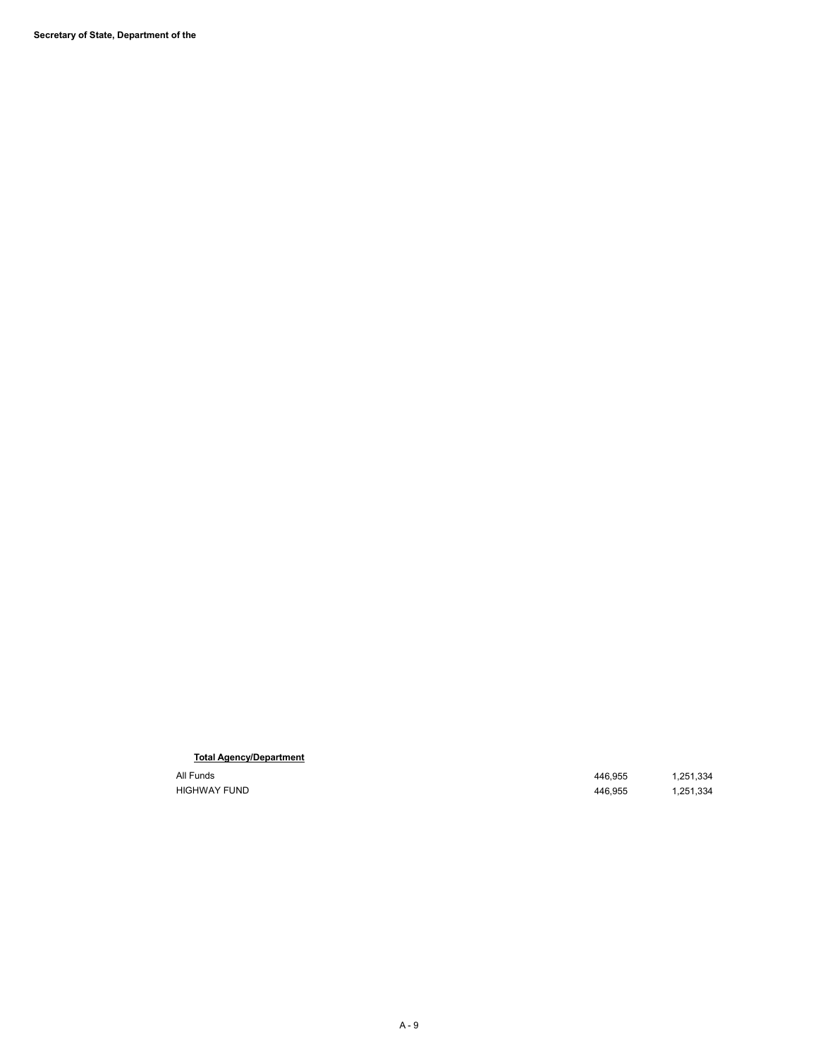**Secretary of State, Department of the**

**Total Agency/Department**

| | | |
|---|---|---|
| All Funds | 446,955 | 1,251,334 |
| HIGHWAY FUND | 446,955 | 1,251,334 |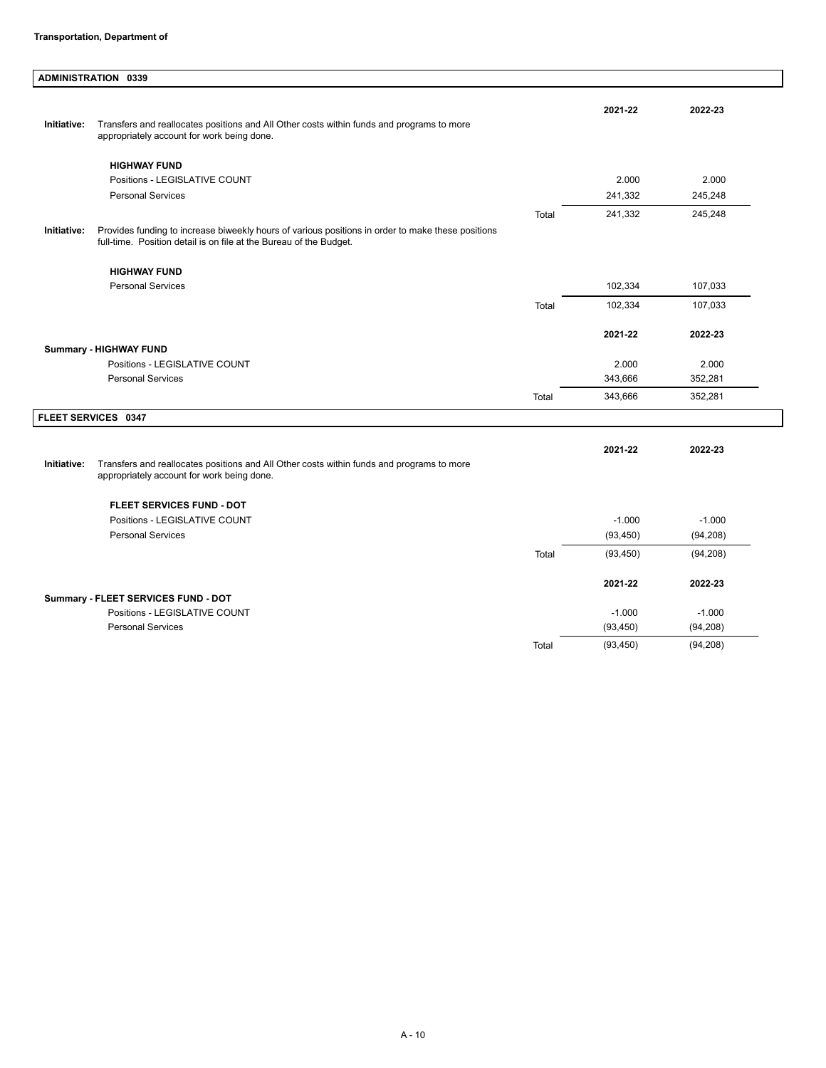**Transportation, Department of**

## ADMINISTRATION 0339

| | | | 2021-22 | 2022-23 |
|---|---|---|---|---|
| **Initiative:** | Transfers and reallocates positions and All Other costs within funds and programs to more appropriately account for work being done. | | | |
| | **HIGHWAY FUND** | | | |
| | Positions - LEGISLATIVE COUNT | | 2.000 | 2.000 |
| | Personal Services | | 241,332 | 245,248 |
| | | Total | 241,332 | 245,248 |
| **Initiative:** | Provides funding to increase biweekly hours of various positions in order to make these positions full-time. Position detail is on file at the Bureau of the Budget. | | | |
| | **HIGHWAY FUND** | | | |
| | Personal Services | | 102,334 | 107,033 |
| | | Total | 102,334 | 107,033 |

| | | 2021-22 | 2022-23 |
|---|---|---|---|
| **Summary - HIGHWAY FUND** | | | |
| Positions - LEGISLATIVE COUNT | | 2.000 | 2.000 |
| Personal Services | | 343,666 | 352,281 |
| | Total | 343,666 | 352,281 |

## FLEET SERVICES 0347

| | | | 2021-22 | 2022-23 |
|---|---|---|---|---|
| **Initiative:** | Transfers and reallocates positions and All Other costs within funds and programs to more appropriately account for work being done. | | | |
| | **FLEET SERVICES FUND - DOT** | | | |
| | Positions - LEGISLATIVE COUNT | | -1.000 | -1.000 |
| | Personal Services | | (93,450) | (94,208) |
| | | Total | (93,450) | (94,208) |

| | | 2021-22 | 2022-23 |
|---|---|---|---|
| **Summary - FLEET SERVICES FUND - DOT** | | | |
| Positions - LEGISLATIVE COUNT | | -1.000 | -1.000 |
| Personal Services | | (93,450) | (94,208) |
| | Total | (93,450) | (94,208) |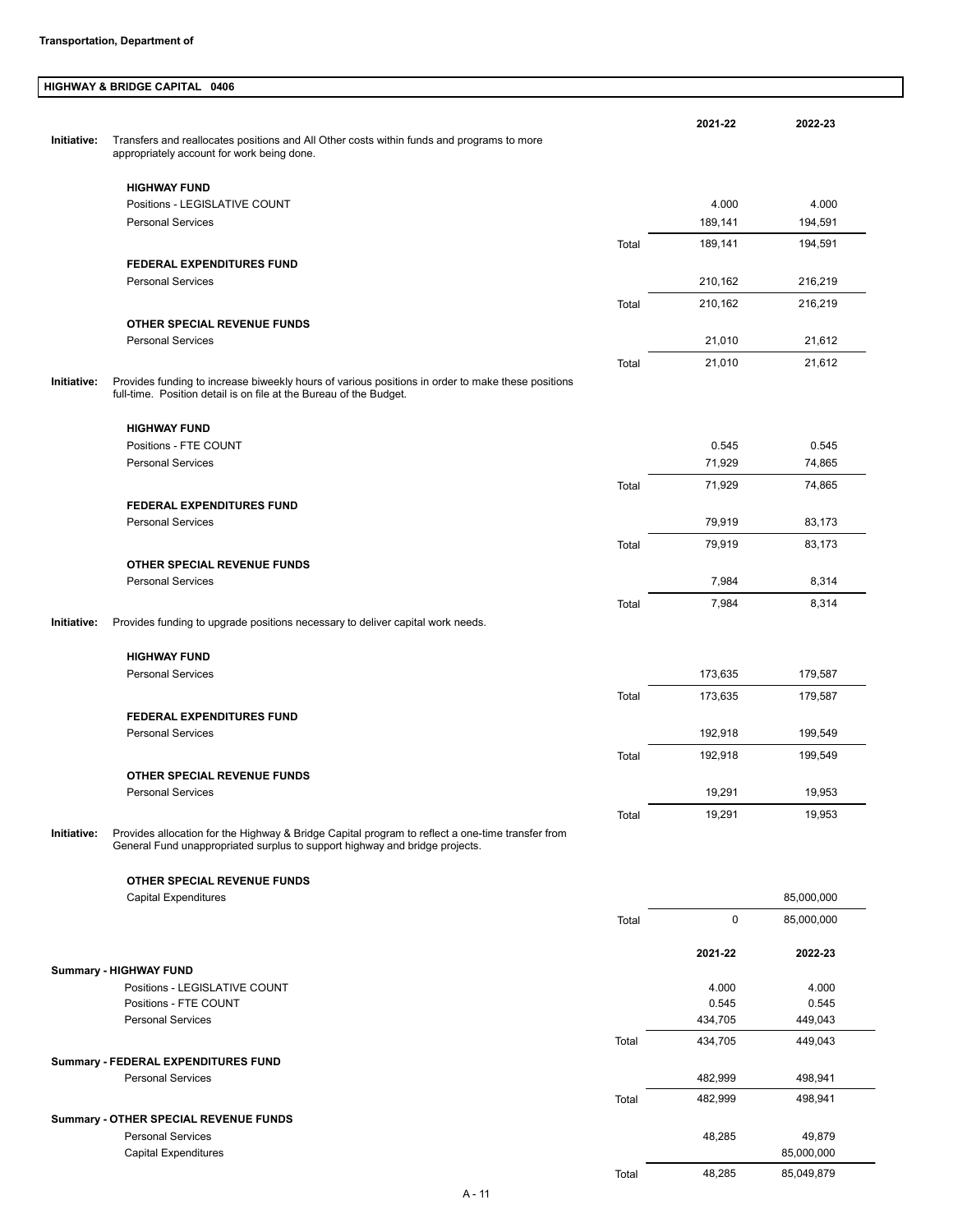**Transportation, Department of**

## HIGHWAY & BRIDGE CAPITAL 0406

| | | | 2021-22 | 2022-23 |
|---|---|---|---|---|
| **Initiative:** | Transfers and reallocates positions and All Other costs within funds and programs to more appropriately account for work being done. | | | |
| | **HIGHWAY FUND** | | | |
| | Positions - LEGISLATIVE COUNT | | 4.000 | 4.000 |
| | Personal Services | | 189,141 | 194,591 |
| | | Total | 189,141 | 194,591 |
| | **FEDERAL EXPENDITURES FUND** | | | |
| | Personal Services | | 210,162 | 216,219 |
| | | Total | 210,162 | 216,219 |
| | **OTHER SPECIAL REVENUE FUNDS** | | | |
| | Personal Services | | 21,010 | 21,612 |
| | | Total | 21,010 | 21,612 |
| **Initiative:** | Provides funding to increase biweekly hours of various positions in order to make these positions full-time. Position detail is on file at the Bureau of the Budget. | | | |
| | **HIGHWAY FUND** | | | |
| | Positions - FTE COUNT | | 0.545 | 0.545 |
| | Personal Services | | 71,929 | 74,865 |
| | | Total | 71,929 | 74,865 |
| | **FEDERAL EXPENDITURES FUND** | | | |
| | Personal Services | | 79,919 | 83,173 |
| | | Total | 79,919 | 83,173 |
| | **OTHER SPECIAL REVENUE FUNDS** | | | |
| | Personal Services | | 7,984 | 8,314 |
| | | Total | 7,984 | 8,314 |
| **Initiative:** | Provides funding to upgrade positions necessary to deliver capital work needs. | | | |
| | **HIGHWAY FUND** | | | |
| | Personal Services | | 173,635 | 179,587 |
| | | Total | 173,635 | 179,587 |
| | **FEDERAL EXPENDITURES FUND** | | | |
| | Personal Services | | 192,918 | 199,549 |
| | | Total | 192,918 | 199,549 |
| | **OTHER SPECIAL REVENUE FUNDS** | | | |
| | Personal Services | | 19,291 | 19,953 |
| | | Total | 19,291 | 19,953 |
| **Initiative:** | Provides allocation for the Highway & Bridge Capital program to reflect a one-time transfer from General Fund unappropriated surplus to support highway and bridge projects. | | | |
| | **OTHER SPECIAL REVENUE FUNDS** | | | |
| | Capital Expenditures | | | 85,000,000 |
| | | Total | 0 | 85,000,000 |

| | | 2021-22 | 2022-23 |
|---|---|---|---|
| **Summary - HIGHWAY FUND** | | | |
| Positions - LEGISLATIVE COUNT | | 4.000 | 4.000 |
| Positions - FTE COUNT | | 0.545 | 0.545 |
| Personal Services | | 434,705 | 449,043 |
| | Total | 434,705 | 449,043 |
| **Summary - FEDERAL EXPENDITURES FUND** | | | |
| Personal Services | | 482,999 | 498,941 |
| | Total | 482,999 | 498,941 |
| **Summary - OTHER SPECIAL REVENUE FUNDS** | | | |
| Personal Services | | 48,285 | 49,879 |
| Capital Expenditures | | | 85,000,000 |
| | Total | 48,285 | 85,049,879 |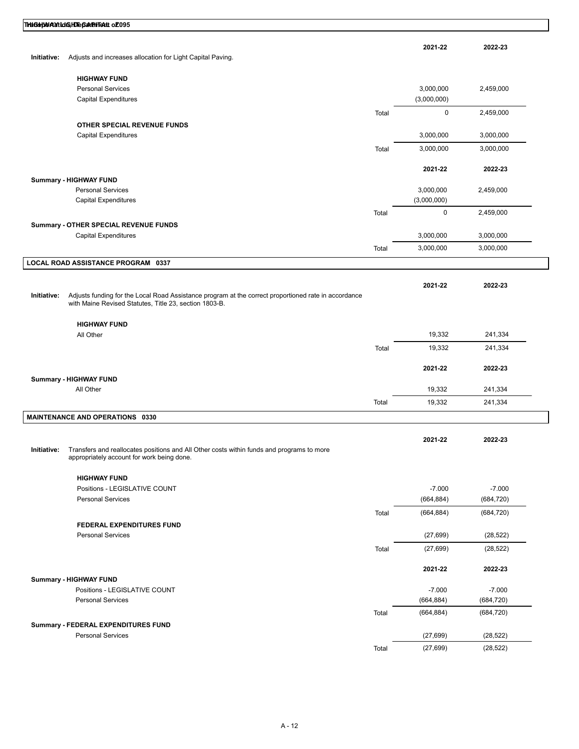## HIGHWAY LIGHT CAPITAL 0095

**Initiative:** Adjusts and increases allocation for Light Capital Paving.

| | | 2021-22 | 2022-23 |
|---|---|---|---|
| **HIGHWAY FUND** | | | |
| Personal Services | | 3,000,000 | 2,459,000 |
| Capital Expenditures | | (3,000,000) | |
| | Total | 0 | 2,459,000 |
| **OTHER SPECIAL REVENUE FUNDS** | | | |
| Capital Expenditures | | 3,000,000 | 3,000,000 |
| | Total | 3,000,000 | 3,000,000 |

| | | 2021-22 | 2022-23 |
|---|---|---|---|
| **Summary - HIGHWAY FUND** | | | |
| Personal Services | | 3,000,000 | 2,459,000 |
| Capital Expenditures | | (3,000,000) | |
| | Total | 0 | 2,459,000 |
| **Summary - OTHER SPECIAL REVENUE FUNDS** | | | |
| Capital Expenditures | | 3,000,000 | 3,000,000 |
| | Total | 3,000,000 | 3,000,000 |

## LOCAL ROAD ASSISTANCE PROGRAM 0337

**Initiative:** Adjusts funding for the Local Road Assistance program at the correct proportioned rate in accordance with Maine Revised Statutes, Title 23, section 1803-B.

| | | 2021-22 | 2022-23 |
|---|---|---|---|
| **HIGHWAY FUND** | | | |
| All Other | | 19,332 | 241,334 |
| | Total | 19,332 | 241,334 |

| | | 2021-22 | 2022-23 |
|---|---|---|---|
| **Summary - HIGHWAY FUND** | | | |
| All Other | | 19,332 | 241,334 |
| | Total | 19,332 | 241,334 |

## MAINTENANCE AND OPERATIONS 0330

**Initiative:** Transfers and reallocates positions and All Other costs within funds and programs to more appropriately account for work being done.

| | | 2021-22 | 2022-23 |
|---|---|---|---|
| **HIGHWAY FUND** | | | |
| Positions - LEGISLATIVE COUNT | | -7.000 | -7.000 |
| Personal Services | | (664,884) | (684,720) |
| | Total | (664,884) | (684,720) |
| **FEDERAL EXPENDITURES FUND** | | | |
| Personal Services | | (27,699) | (28,522) |
| | Total | (27,699) | (28,522) |

| | | 2021-22 | 2022-23 |
|---|---|---|---|
| **Summary - HIGHWAY FUND** | | | |
| Positions - LEGISLATIVE COUNT | | -7.000 | -7.000 |
| Personal Services | | (664,884) | (684,720) |
| | Total | (664,884) | (684,720) |
| **Summary - FEDERAL EXPENDITURES FUND** | | | |
| Personal Services | | (27,699) | (28,522) |
| | Total | (27,699) | (28,522) |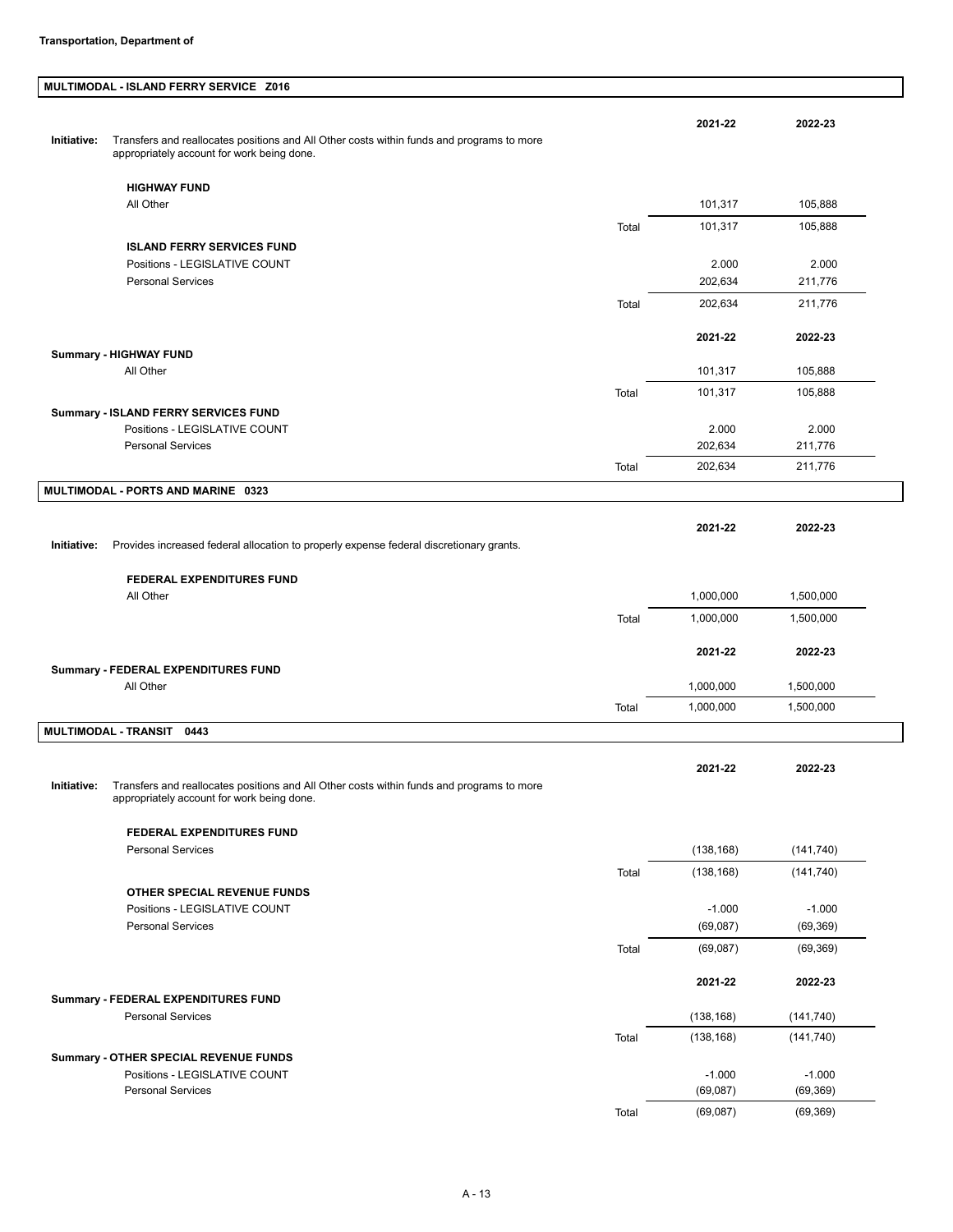**Transportation, Department of**

## MULTIMODAL - ISLAND FERRY SERVICE Z016

**Initiative:** Transfers and reallocates positions and All Other costs within funds and programs to more appropriately account for work being done.

| | | 2021-22 | 2022-23 |
|---|---|---|---|
| **HIGHWAY FUND** | | | |
| All Other | | 101,317 | 105,888 |
| | Total | 101,317 | 105,888 |
| **ISLAND FERRY SERVICES FUND** | | | |
| Positions - LEGISLATIVE COUNT | | 2.000 | 2.000 |
| Personal Services | | 202,634 | 211,776 |
| | Total | 202,634 | 211,776 |

| | | 2021-22 | 2022-23 |
|---|---|---|---|
| **Summary - HIGHWAY FUND** | | | |
| All Other | | 101,317 | 105,888 |
| | Total | 101,317 | 105,888 |
| **Summary - ISLAND FERRY SERVICES FUND** | | | |
| Positions - LEGISLATIVE COUNT | | 2.000 | 2.000 |
| Personal Services | | 202,634 | 211,776 |
| | Total | 202,634 | 211,776 |

## MULTIMODAL - PORTS AND MARINE 0323

**Initiative:** Provides increased federal allocation to properly expense federal discretionary grants.

| | | 2021-22 | 2022-23 |
|---|---|---|---|
| **FEDERAL EXPENDITURES FUND** | | | |
| All Other | | 1,000,000 | 1,500,000 |
| | Total | 1,000,000 | 1,500,000 |

| | | 2021-22 | 2022-23 |
|---|---|---|---|
| **Summary - FEDERAL EXPENDITURES FUND** | | | |
| All Other | | 1,000,000 | 1,500,000 |
| | Total | 1,000,000 | 1,500,000 |

## MULTIMODAL - TRANSIT 0443

**Initiative:** Transfers and reallocates positions and All Other costs within funds and programs to more appropriately account for work being done.

| | | 2021-22 | 2022-23 |
|---|---|---|---|
| **FEDERAL EXPENDITURES FUND** | | | |
| Personal Services | | (138,168) | (141,740) |
| | Total | (138,168) | (141,740) |
| **OTHER SPECIAL REVENUE FUNDS** | | | |
| Positions - LEGISLATIVE COUNT | | -1.000 | -1.000 |
| Personal Services | | (69,087) | (69,369) |
| | Total | (69,087) | (69,369) |

| | | 2021-22 | 2022-23 |
|---|---|---|---|
| **Summary - FEDERAL EXPENDITURES FUND** | | | |
| Personal Services | | (138,168) | (141,740) |
| | Total | (138,168) | (141,740) |
| **Summary - OTHER SPECIAL REVENUE FUNDS** | | | |
| Positions - LEGISLATIVE COUNT | | -1.000 | -1.000 |
| Personal Services | | (69,087) | (69,369) |
| | Total | (69,087) | (69,369) |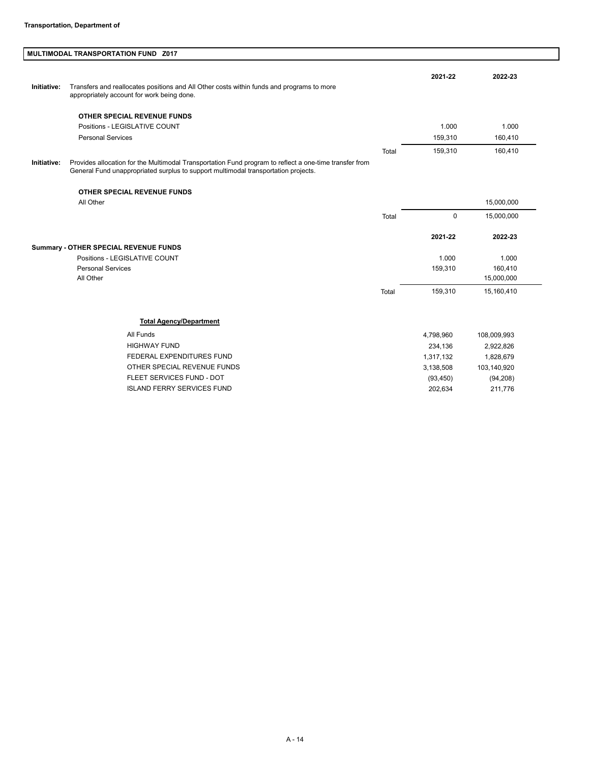**Transportation, Department of**

## MULTIMODAL TRANSPORTATION FUND Z017

| | | | 2021-22 | 2022-23 |
|---|---|---|---|---|
| **Initiative:** | Transfers and reallocates positions and All Other costs within funds and programs to more appropriately account for work being done. | | | |
| | **OTHER SPECIAL REVENUE FUNDS** | | | |
| | Positions - LEGISLATIVE COUNT | | 1.000 | 1.000 |
| | Personal Services | | 159,310 | 160,410 |
| | | Total | 159,310 | 160,410 |
| **Initiative:** | Provides allocation for the Multimodal Transportation Fund program to reflect a one-time transfer from General Fund unappropriated surplus to support multimodal transportation projects. | | | |
| | **OTHER SPECIAL REVENUE FUNDS** | | | |
| | All Other | | | 15,000,000 |
| | | Total | 0 | 15,000,000 |

| | | 2021-22 | 2022-23 |
|---|---|---|---|
| **Summary - OTHER SPECIAL REVENUE FUNDS** | | | |
| Positions - LEGISLATIVE COUNT | | 1.000 | 1.000 |
| Personal Services | | 159,310 | 160,410 |
| All Other | | | 15,000,000 |
| | Total | 159,310 | 15,160,410 |

**Total Agency/Department**

| | 2021-22 | 2022-23 |
|---|---|---|
| All Funds | 4,798,960 | 108,009,993 |
| HIGHWAY FUND | 234,136 | 2,922,826 |
| FEDERAL EXPENDITURES FUND | 1,317,132 | 1,828,679 |
| OTHER SPECIAL REVENUE FUNDS | 3,138,508 | 103,140,920 |
| FLEET SERVICES FUND - DOT | (93,450) | (94,208) |
| ISLAND FERRY SERVICES FUND | 202,634 | 211,776 |